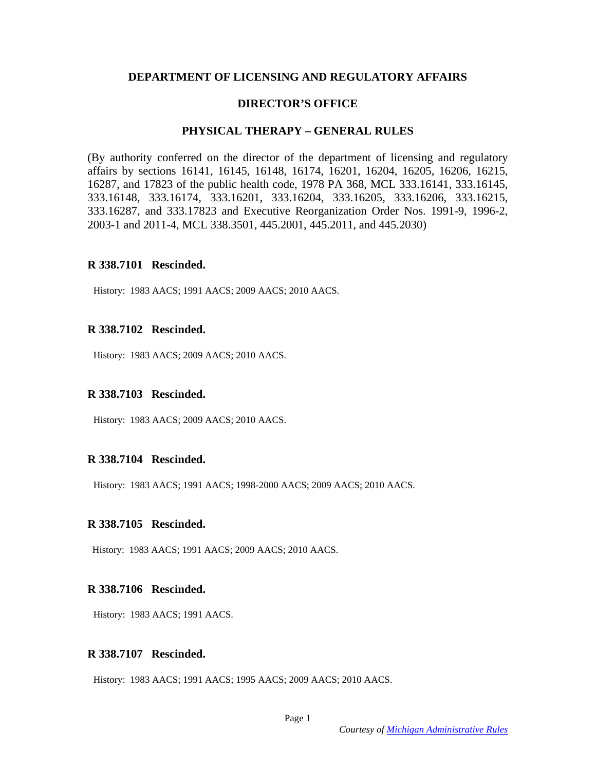**DEPARTMENT OF LICENSING AND REGULATORY AFFAIRS**

**DIRECTOR'S OFFICE**

**PHYSICAL THERAPY – GENERAL RULES**

(By authority conferred on the director of the department of licensing and regulatory affairs by sections 16141, 16145, 16148, 16174, 16201, 16204, 16205, 16206, 16215, 16287, and 17823 of the public health code, 1978 PA 368, MCL 333.16141, 333.16145, 333.16148, 333.16174, 333.16201, 333.16204, 333.16205, 333.16206, 333.16215, 333.16287, and 333.17823 and Executive Reorganization Order Nos. 1991-9, 1996-2, 2003-1 and 2011-4, MCL 338.3501, 445.2001, 445.2011, and 445.2030)

### R 338.7101 Rescinded.

History: 1983 AACS; 1991 AACS; 2009 AACS; 2010 AACS.

### R 338.7102 Rescinded.

History: 1983 AACS; 2009 AACS; 2010 AACS.

### R 338.7103 Rescinded.

History: 1983 AACS; 2009 AACS; 2010 AACS.

### R 338.7104 Rescinded.

History: 1983 AACS; 1991 AACS; 1998-2000 AACS; 2009 AACS; 2010 AACS.

### R 338.7105 Rescinded.

History: 1983 AACS; 1991 AACS; 2009 AACS; 2010 AACS.

### R 338.7106 Rescinded.

History: 1983 AACS; 1991 AACS.

### R 338.7107 Rescinded.

History: 1983 AACS; 1991 AACS; 1995 AACS; 2009 AACS; 2010 AACS.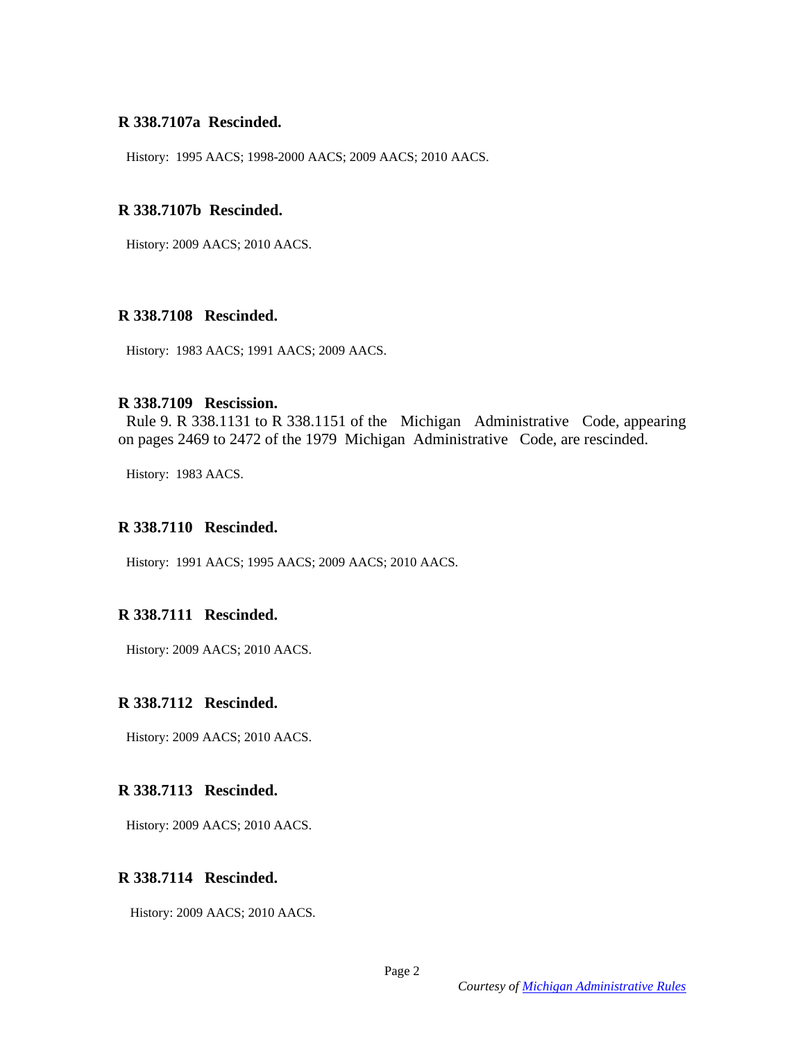**R 338.7107a Rescinded.**

History: 1995 AACS; 1998-2000 AACS; 2009 AACS; 2010 AACS.

**R 338.7107b Rescinded.**

History: 2009 AACS; 2010 AACS.

**R 338.7108 Rescinded.**

History: 1983 AACS; 1991 AACS; 2009 AACS.

**R 338.7109 Rescission.**

Rule 9. R 338.1131 to R 338.1151 of the Michigan Administrative Code, appearing on pages 2469 to 2472 of the 1979 Michigan Administrative Code, are rescinded.

History: 1983 AACS.

**R 338.7110 Rescinded.**

History: 1991 AACS; 1995 AACS; 2009 AACS; 2010 AACS.

**R 338.7111 Rescinded.**

History: 2009 AACS; 2010 AACS.

**R 338.7112 Rescinded.**

History: 2009 AACS; 2010 AACS.

**R 338.7113 Rescinded.**

History: 2009 AACS; 2010 AACS.

**R 338.7114 Rescinded.**

History: 2009 AACS; 2010 AACS.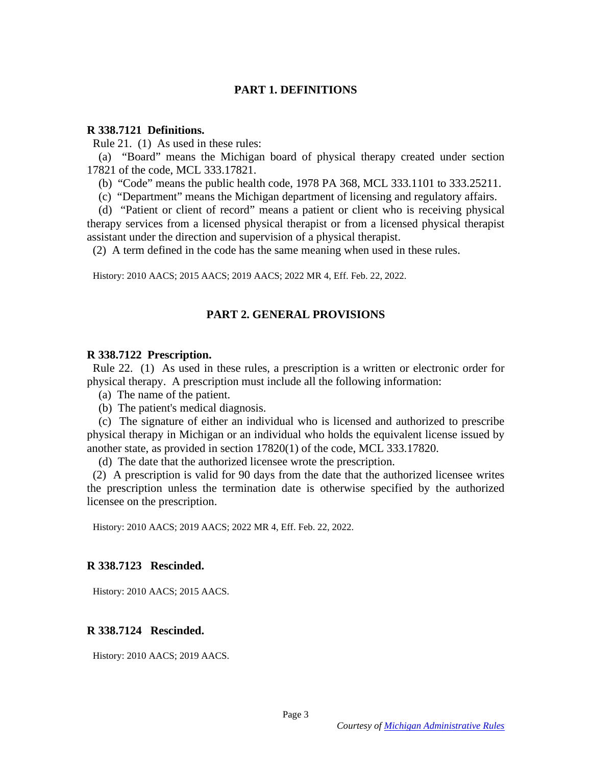## PART 1. DEFINITIONS

**R 338.7121 Definitions.**

Rule 21. (1) As used in these rules:

(a) "Board" means the Michigan board of physical therapy created under section 17821 of the code, MCL 333.17821.

(b) "Code" means the public health code, 1978 PA 368, MCL 333.1101 to 333.25211.

(c) "Department" means the Michigan department of licensing and regulatory affairs.

(d) "Patient or client of record" means a patient or client who is receiving physical therapy services from a licensed physical therapist or from a licensed physical therapist assistant under the direction and supervision of a physical therapist.

(2) A term defined in the code has the same meaning when used in these rules.

History: 2010 AACS; 2015 AACS; 2019 AACS; 2022 MR 4, Eff. Feb. 22, 2022.

## PART 2. GENERAL PROVISIONS

**R 338.7122 Prescription.**

Rule 22. (1) As used in these rules, a prescription is a written or electronic order for physical therapy. A prescription must include all the following information:

(a) The name of the patient.

(b) The patient's medical diagnosis.

(c) The signature of either an individual who is licensed and authorized to prescribe physical therapy in Michigan or an individual who holds the equivalent license issued by another state, as provided in section 17820(1) of the code, MCL 333.17820.

(d) The date that the authorized licensee wrote the prescription.

(2) A prescription is valid for 90 days from the date that the authorized licensee writes the prescription unless the termination date is otherwise specified by the authorized licensee on the prescription.

History: 2010 AACS; 2019 AACS; 2022 MR 4, Eff. Feb. 22, 2022.

**R 338.7123 Rescinded.**

History: 2010 AACS; 2015 AACS.

**R 338.7124 Rescinded.**

History: 2010 AACS; 2019 AACS.

*Courtesy of Michigan Administrative Rules*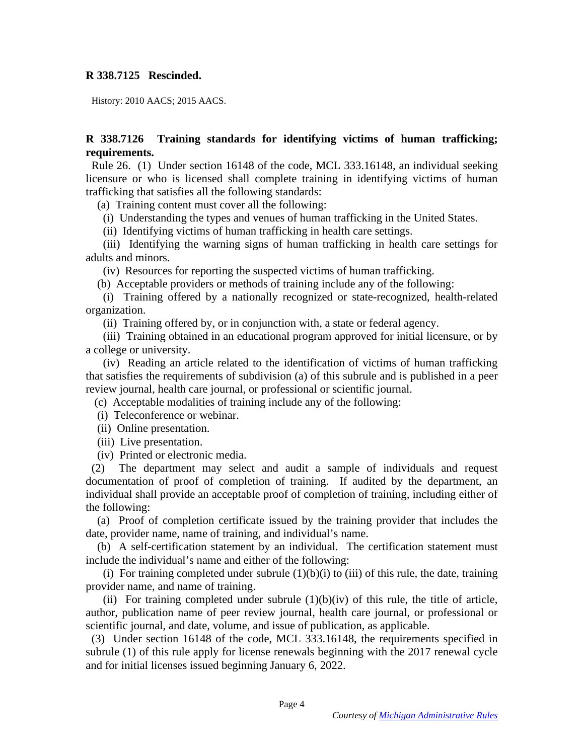**R 338.7125 Rescinded.**

History: 2010 AACS; 2015 AACS.

**R 338.7126 Training standards for identifying victims of human trafficking; requirements.**

Rule 26. (1) Under section 16148 of the code, MCL 333.16148, an individual seeking licensure or who is licensed shall complete training in identifying victims of human trafficking that satisfies all the following standards:

(a) Training content must cover all the following:

(i) Understanding the types and venues of human trafficking in the United States.

(ii) Identifying victims of human trafficking in health care settings.

(iii) Identifying the warning signs of human trafficking in health care settings for adults and minors.

(iv) Resources for reporting the suspected victims of human trafficking.

(b) Acceptable providers or methods of training include any of the following:

(i) Training offered by a nationally recognized or state-recognized, health-related organization.

(ii) Training offered by, or in conjunction with, a state or federal agency.

(iii) Training obtained in an educational program approved for initial licensure, or by a college or university.

(iv) Reading an article related to the identification of victims of human trafficking that satisfies the requirements of subdivision (a) of this subrule and is published in a peer review journal, health care journal, or professional or scientific journal.

(c) Acceptable modalities of training include any of the following:

(i) Teleconference or webinar.

(ii) Online presentation.

(iii) Live presentation.

(iv) Printed or electronic media.

(2) The department may select and audit a sample of individuals and request documentation of proof of completion of training. If audited by the department, an individual shall provide an acceptable proof of completion of training, including either of the following:

(a) Proof of completion certificate issued by the training provider that includes the date, provider name, name of training, and individual's name.

(b) A self-certification statement by an individual. The certification statement must include the individual's name and either of the following:

(i) For training completed under subrule (1)(b)(i) to (iii) of this rule, the date, training provider name, and name of training.

(ii) For training completed under subrule (1)(b)(iv) of this rule, the title of article, author, publication name of peer review journal, health care journal, or professional or scientific journal, and date, volume, and issue of publication, as applicable.

(3) Under section 16148 of the code, MCL 333.16148, the requirements specified in subrule (1) of this rule apply for license renewals beginning with the 2017 renewal cycle and for initial licenses issued beginning January 6, 2022.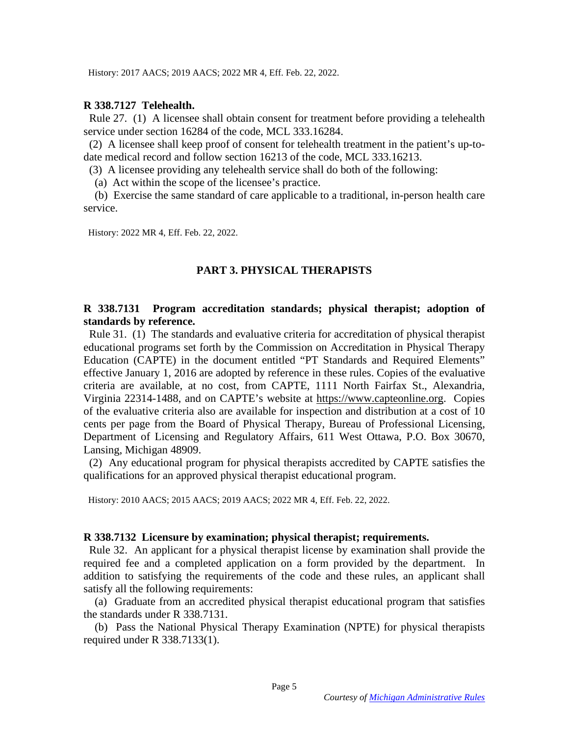History: 2017 AACS; 2019 AACS; 2022 MR 4, Eff. Feb. 22, 2022.

**R 338.7127 Telehealth.**

Rule 27. (1) A licensee shall obtain consent for treatment before providing a telehealth service under section 16284 of the code, MCL 333.16284.

(2) A licensee shall keep proof of consent for telehealth treatment in the patient's up-to-date medical record and follow section 16213 of the code, MCL 333.16213.

(3) A licensee providing any telehealth service shall do both of the following:

(a) Act within the scope of the licensee's practice.

(b) Exercise the same standard of care applicable to a traditional, in-person health care service.

History: 2022 MR 4, Eff. Feb. 22, 2022.

## PART 3. PHYSICAL THERAPISTS

**R 338.7131 Program accreditation standards; physical therapist; adoption of standards by reference.**

Rule 31. (1) The standards and evaluative criteria for accreditation of physical therapist educational programs set forth by the Commission on Accreditation in Physical Therapy Education (CAPTE) in the document entitled "PT Standards and Required Elements" effective January 1, 2016 are adopted by reference in these rules. Copies of the evaluative criteria are available, at no cost, from CAPTE, 1111 North Fairfax St., Alexandria, Virginia 22314-1488, and on CAPTE's website at https://www.capteonline.org. Copies of the evaluative criteria also are available for inspection and distribution at a cost of 10 cents per page from the Board of Physical Therapy, Bureau of Professional Licensing, Department of Licensing and Regulatory Affairs, 611 West Ottawa, P.O. Box 30670, Lansing, Michigan 48909.

(2) Any educational program for physical therapists accredited by CAPTE satisfies the qualifications for an approved physical therapist educational program.

History: 2010 AACS; 2015 AACS; 2019 AACS; 2022 MR 4, Eff. Feb. 22, 2022.

**R 338.7132 Licensure by examination; physical therapist; requirements.**

Rule 32. An applicant for a physical therapist license by examination shall provide the required fee and a completed application on a form provided by the department. In addition to satisfying the requirements of the code and these rules, an applicant shall satisfy all the following requirements:

(a) Graduate from an accredited physical therapist educational program that satisfies the standards under R 338.7131.

(b) Pass the National Physical Therapy Examination (NPTE) for physical therapists required under R 338.7133(1).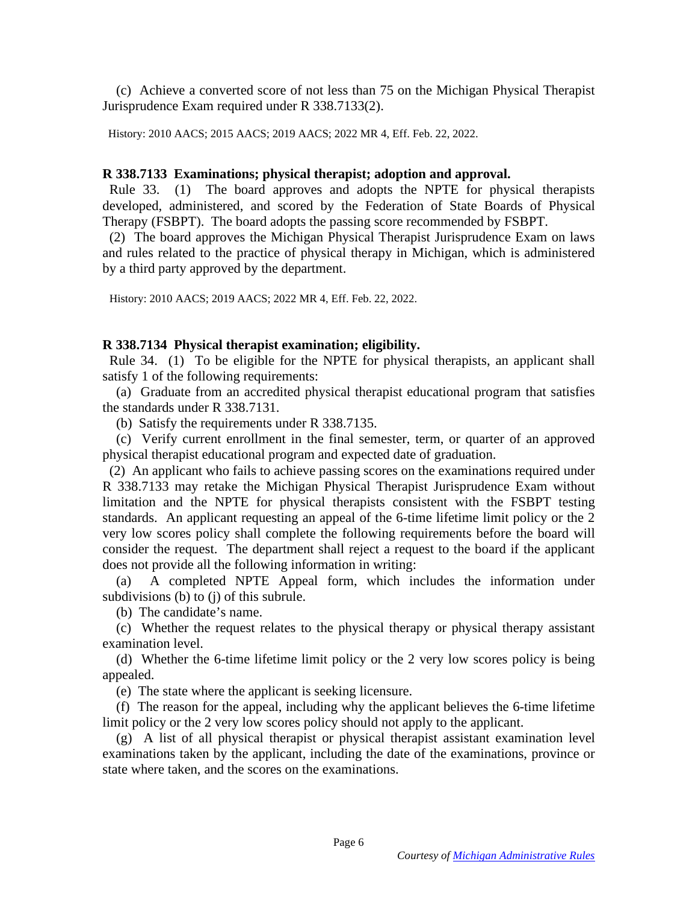(c) Achieve a converted score of not less than 75 on the Michigan Physical Therapist Jurisprudence Exam required under R 338.7133(2).

History: 2010 AACS; 2015 AACS; 2019 AACS; 2022 MR 4, Eff. Feb. 22, 2022.

**R 338.7133 Examinations; physical therapist; adoption and approval.**

Rule 33. (1) The board approves and adopts the NPTE for physical therapists developed, administered, and scored by the Federation of State Boards of Physical Therapy (FSBPT). The board adopts the passing score recommended by FSBPT.

(2) The board approves the Michigan Physical Therapist Jurisprudence Exam on laws and rules related to the practice of physical therapy in Michigan, which is administered by a third party approved by the department.

History: 2010 AACS; 2019 AACS; 2022 MR 4, Eff. Feb. 22, 2022.

**R 338.7134 Physical therapist examination; eligibility.**

Rule 34. (1) To be eligible for the NPTE for physical therapists, an applicant shall satisfy 1 of the following requirements:

(a) Graduate from an accredited physical therapist educational program that satisfies the standards under R 338.7131.

(b) Satisfy the requirements under R 338.7135.

(c) Verify current enrollment in the final semester, term, or quarter of an approved physical therapist educational program and expected date of graduation.

(2) An applicant who fails to achieve passing scores on the examinations required under R 338.7133 may retake the Michigan Physical Therapist Jurisprudence Exam without limitation and the NPTE for physical therapists consistent with the FSBPT testing standards. An applicant requesting an appeal of the 6-time lifetime limit policy or the 2 very low scores policy shall complete the following requirements before the board will consider the request. The department shall reject a request to the board if the applicant does not provide all the following information in writing:

(a) A completed NPTE Appeal form, which includes the information under subdivisions (b) to (j) of this subrule.

(b) The candidate's name.

(c) Whether the request relates to the physical therapy or physical therapy assistant examination level.

(d) Whether the 6-time lifetime limit policy or the 2 very low scores policy is being appealed.

(e) The state where the applicant is seeking licensure.

(f) The reason for the appeal, including why the applicant believes the 6-time lifetime limit policy or the 2 very low scores policy should not apply to the applicant.

(g) A list of all physical therapist or physical therapist assistant examination level examinations taken by the applicant, including the date of the examinations, province or state where taken, and the scores on the examinations.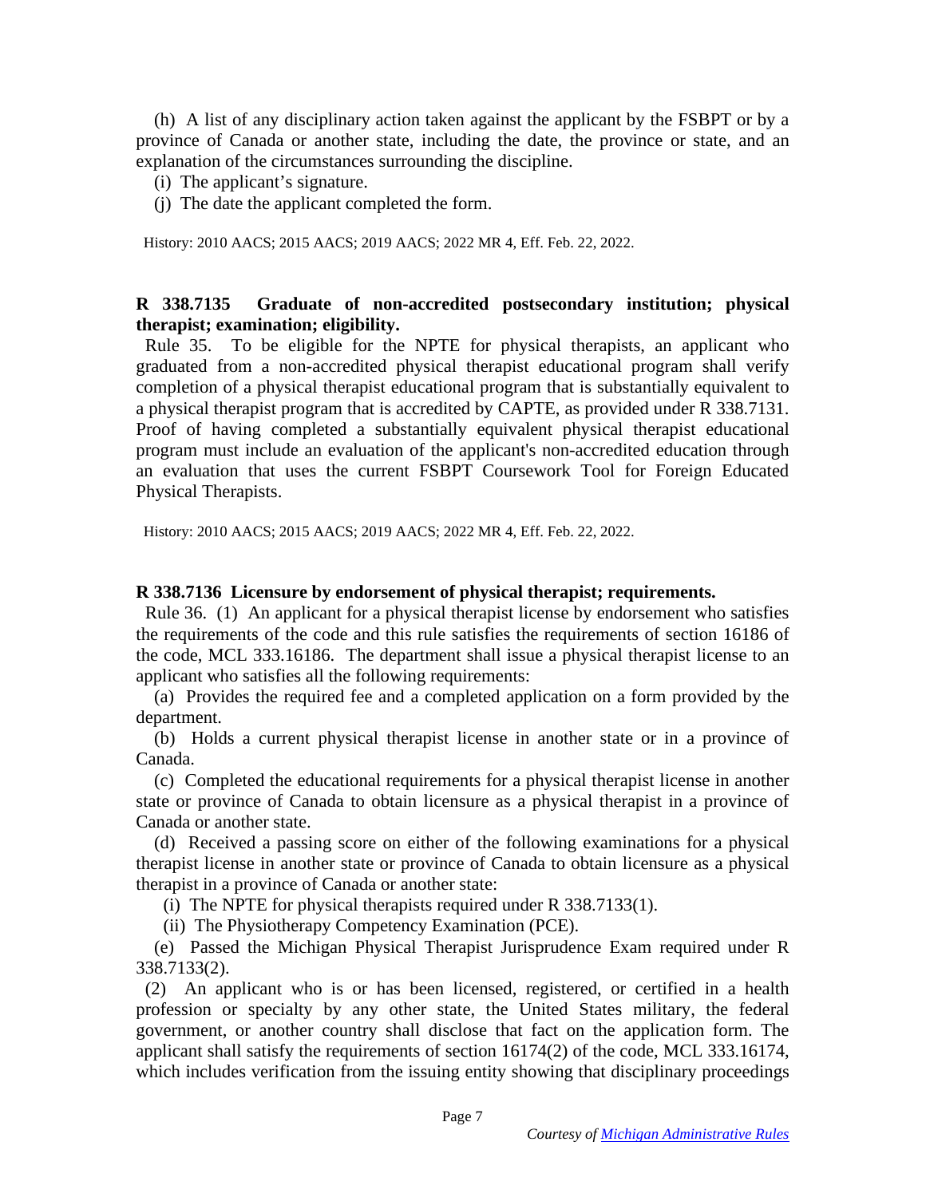(h) A list of any disciplinary action taken against the applicant by the FSBPT or by a province of Canada or another state, including the date, the province or state, and an explanation of the circumstances surrounding the discipline.

(i) The applicant's signature.

(j) The date the applicant completed the form.

History: 2010 AACS; 2015 AACS; 2019 AACS; 2022 MR 4, Eff. Feb. 22, 2022.

**R 338.7135 Graduate of non-accredited postsecondary institution; physical therapist; examination; eligibility.**

Rule 35. To be eligible for the NPTE for physical therapists, an applicant who graduated from a non-accredited physical therapist educational program shall verify completion of a physical therapist educational program that is substantially equivalent to a physical therapist program that is accredited by CAPTE, as provided under R 338.7131. Proof of having completed a substantially equivalent physical therapist educational program must include an evaluation of the applicant's non-accredited education through an evaluation that uses the current FSBPT Coursework Tool for Foreign Educated Physical Therapists.

History: 2010 AACS; 2015 AACS; 2019 AACS; 2022 MR 4, Eff. Feb. 22, 2022.

**R 338.7136 Licensure by endorsement of physical therapist; requirements.**

Rule 36. (1) An applicant for a physical therapist license by endorsement who satisfies the requirements of the code and this rule satisfies the requirements of section 16186 of the code, MCL 333.16186. The department shall issue a physical therapist license to an applicant who satisfies all the following requirements:

(a) Provides the required fee and a completed application on a form provided by the department.

(b) Holds a current physical therapist license in another state or in a province of Canada.

(c) Completed the educational requirements for a physical therapist license in another state or province of Canada to obtain licensure as a physical therapist in a province of Canada or another state.

(d) Received a passing score on either of the following examinations for a physical therapist license in another state or province of Canada to obtain licensure as a physical therapist in a province of Canada or another state:

(i) The NPTE for physical therapists required under R 338.7133(1).

(ii) The Physiotherapy Competency Examination (PCE).

(e) Passed the Michigan Physical Therapist Jurisprudence Exam required under R 338.7133(2).

(2) An applicant who is or has been licensed, registered, or certified in a health profession or specialty by any other state, the United States military, the federal government, or another country shall disclose that fact on the application form. The applicant shall satisfy the requirements of section 16174(2) of the code, MCL 333.16174, which includes verification from the issuing entity showing that disciplinary proceedings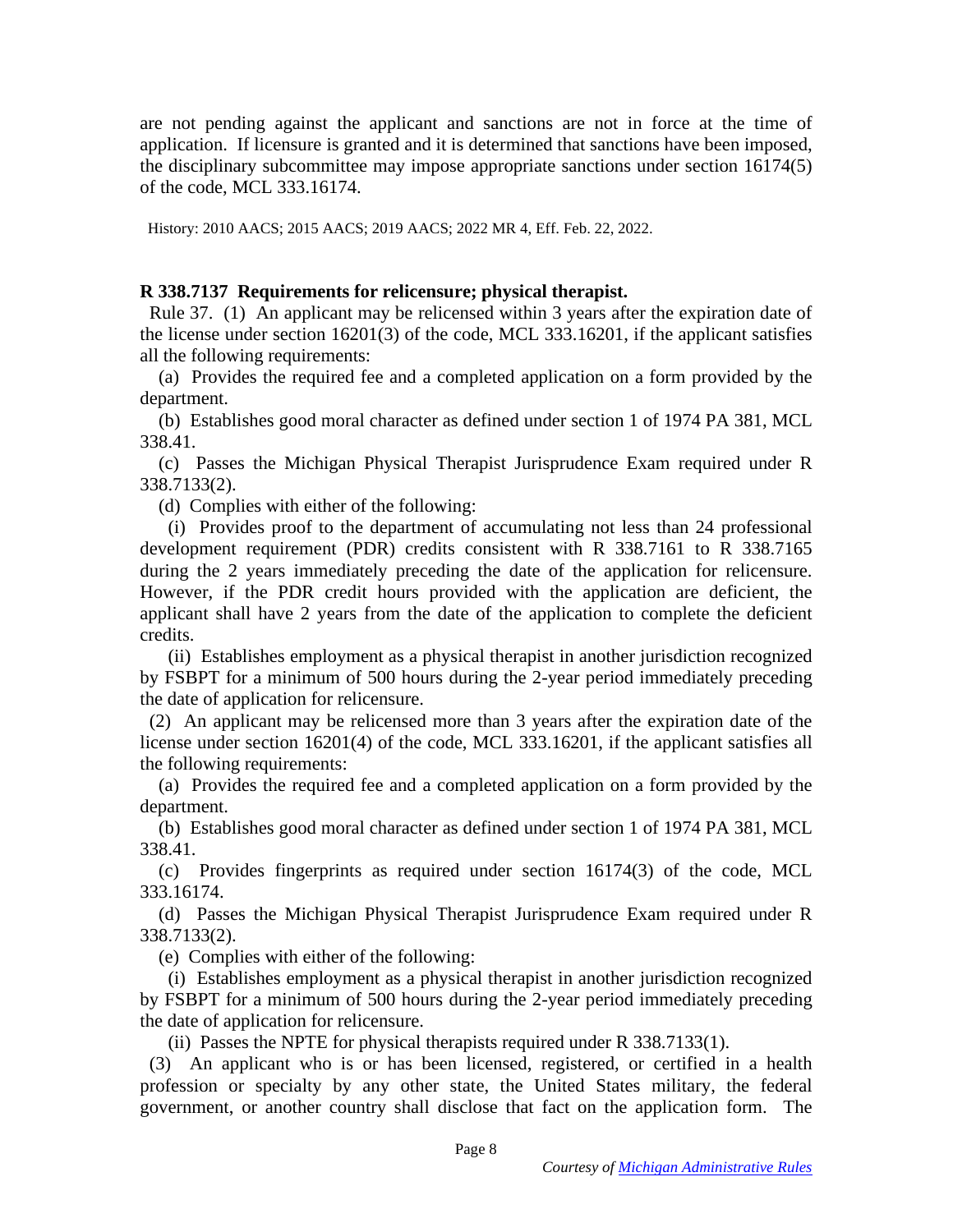are not pending against the applicant and sanctions are not in force at the time of application. If licensure is granted and it is determined that sanctions have been imposed, the disciplinary subcommittee may impose appropriate sanctions under section 16174(5) of the code, MCL 333.16174.

History: 2010 AACS; 2015 AACS; 2019 AACS; 2022 MR 4, Eff. Feb. 22, 2022.

**R 338.7137 Requirements for relicensure; physical therapist.**

Rule 37. (1) An applicant may be relicensed within 3 years after the expiration date of the license under section 16201(3) of the code, MCL 333.16201, if the applicant satisfies all the following requirements:

(a) Provides the required fee and a completed application on a form provided by the department.

(b) Establishes good moral character as defined under section 1 of 1974 PA 381, MCL 338.41.

(c) Passes the Michigan Physical Therapist Jurisprudence Exam required under R 338.7133(2).

(d) Complies with either of the following:

(i) Provides proof to the department of accumulating not less than 24 professional development requirement (PDR) credits consistent with R 338.7161 to R 338.7165 during the 2 years immediately preceding the date of the application for relicensure. However, if the PDR credit hours provided with the application are deficient, the applicant shall have 2 years from the date of the application to complete the deficient credits.

(ii) Establishes employment as a physical therapist in another jurisdiction recognized by FSBPT for a minimum of 500 hours during the 2-year period immediately preceding the date of application for relicensure.

(2) An applicant may be relicensed more than 3 years after the expiration date of the license under section 16201(4) of the code, MCL 333.16201, if the applicant satisfies all the following requirements:

(a) Provides the required fee and a completed application on a form provided by the department.

(b) Establishes good moral character as defined under section 1 of 1974 PA 381, MCL 338.41.

(c) Provides fingerprints as required under section 16174(3) of the code, MCL 333.16174.

(d) Passes the Michigan Physical Therapist Jurisprudence Exam required under R 338.7133(2).

(e) Complies with either of the following:

(i) Establishes employment as a physical therapist in another jurisdiction recognized by FSBPT for a minimum of 500 hours during the 2-year period immediately preceding the date of application for relicensure.

(ii) Passes the NPTE for physical therapists required under R 338.7133(1).

(3) An applicant who is or has been licensed, registered, or certified in a health profession or specialty by any other state, the United States military, the federal government, or another country shall disclose that fact on the application form. The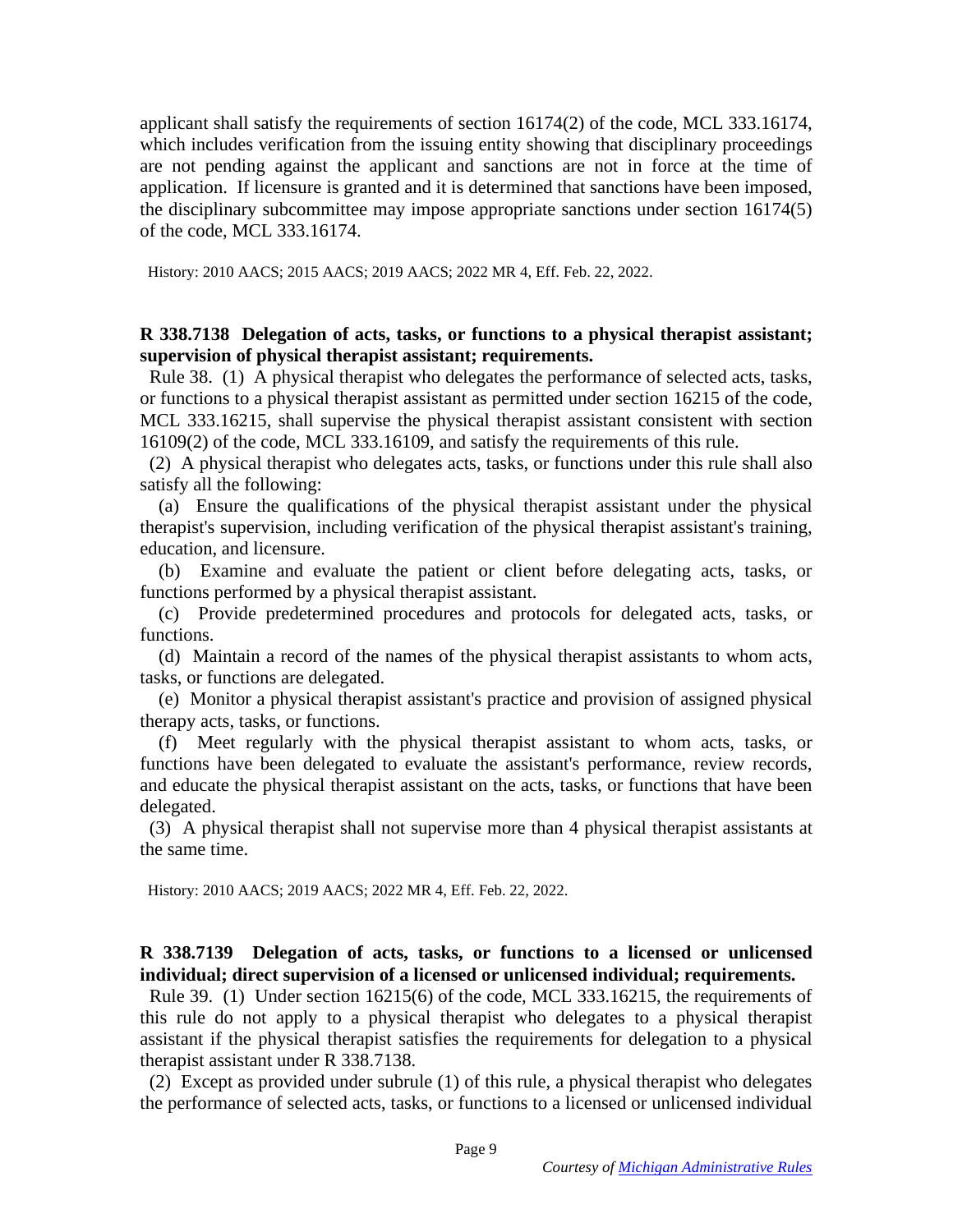applicant shall satisfy the requirements of section 16174(2) of the code, MCL 333.16174, which includes verification from the issuing entity showing that disciplinary proceedings are not pending against the applicant and sanctions are not in force at the time of application. If licensure is granted and it is determined that sanctions have been imposed, the disciplinary subcommittee may impose appropriate sanctions under section 16174(5) of the code, MCL 333.16174.

History: 2010 AACS; 2015 AACS; 2019 AACS; 2022 MR 4, Eff. Feb. 22, 2022.

**R 338.7138 Delegation of acts, tasks, or functions to a physical therapist assistant; supervision of physical therapist assistant; requirements.**

Rule 38. (1) A physical therapist who delegates the performance of selected acts, tasks, or functions to a physical therapist assistant as permitted under section 16215 of the code, MCL 333.16215, shall supervise the physical therapist assistant consistent with section 16109(2) of the code, MCL 333.16109, and satisfy the requirements of this rule.

(2) A physical therapist who delegates acts, tasks, or functions under this rule shall also satisfy all the following:

(a) Ensure the qualifications of the physical therapist assistant under the physical therapist's supervision, including verification of the physical therapist assistant's training, education, and licensure.

(b) Examine and evaluate the patient or client before delegating acts, tasks, or functions performed by a physical therapist assistant.

(c) Provide predetermined procedures and protocols for delegated acts, tasks, or functions.

(d) Maintain a record of the names of the physical therapist assistants to whom acts, tasks, or functions are delegated.

(e) Monitor a physical therapist assistant's practice and provision of assigned physical therapy acts, tasks, or functions.

(f) Meet regularly with the physical therapist assistant to whom acts, tasks, or functions have been delegated to evaluate the assistant's performance, review records, and educate the physical therapist assistant on the acts, tasks, or functions that have been delegated.

(3) A physical therapist shall not supervise more than 4 physical therapist assistants at the same time.

History: 2010 AACS; 2019 AACS; 2022 MR 4, Eff. Feb. 22, 2022.

**R 338.7139 Delegation of acts, tasks, or functions to a licensed or unlicensed individual; direct supervision of a licensed or unlicensed individual; requirements.**

Rule 39. (1) Under section 16215(6) of the code, MCL 333.16215, the requirements of this rule do not apply to a physical therapist who delegates to a physical therapist assistant if the physical therapist satisfies the requirements for delegation to a physical therapist assistant under R 338.7138.

(2) Except as provided under subrule (1) of this rule, a physical therapist who delegates the performance of selected acts, tasks, or functions to a licensed or unlicensed individual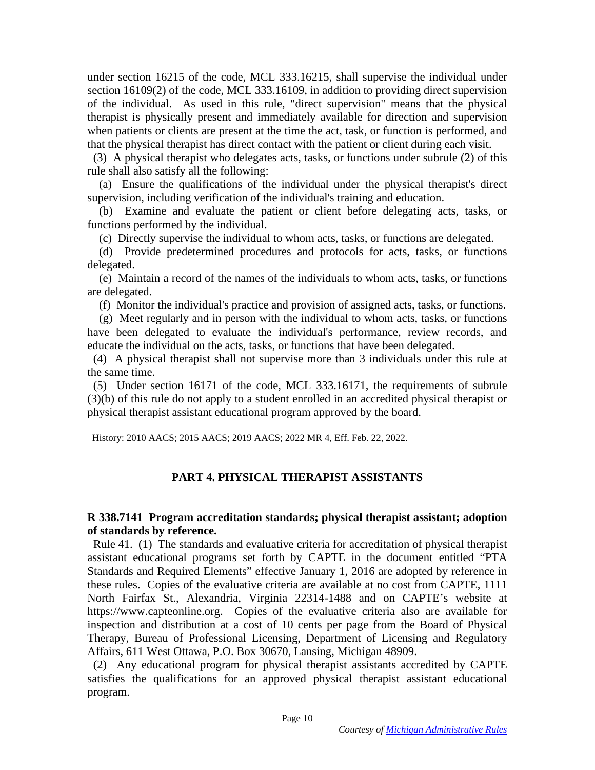under section 16215 of the code, MCL 333.16215, shall supervise the individual under section 16109(2) of the code, MCL 333.16109, in addition to providing direct supervision of the individual. As used in this rule, "direct supervision" means that the physical therapist is physically present and immediately available for direction and supervision when patients or clients are present at the time the act, task, or function is performed, and that the physical therapist has direct contact with the patient or client during each visit.

(3) A physical therapist who delegates acts, tasks, or functions under subrule (2) of this rule shall also satisfy all the following:

(a) Ensure the qualifications of the individual under the physical therapist's direct supervision, including verification of the individual's training and education.

(b) Examine and evaluate the patient or client before delegating acts, tasks, or functions performed by the individual.

(c) Directly supervise the individual to whom acts, tasks, or functions are delegated.

(d) Provide predetermined procedures and protocols for acts, tasks, or functions delegated.

(e) Maintain a record of the names of the individuals to whom acts, tasks, or functions are delegated.

(f) Monitor the individual's practice and provision of assigned acts, tasks, or functions.

(g) Meet regularly and in person with the individual to whom acts, tasks, or functions have been delegated to evaluate the individual's performance, review records, and educate the individual on the acts, tasks, or functions that have been delegated.

(4) A physical therapist shall not supervise more than 3 individuals under this rule at the same time.

(5) Under section 16171 of the code, MCL 333.16171, the requirements of subrule (3)(b) of this rule do not apply to a student enrolled in an accredited physical therapist or physical therapist assistant educational program approved by the board.

History: 2010 AACS; 2015 AACS; 2019 AACS; 2022 MR 4, Eff. Feb. 22, 2022.

## PART 4. PHYSICAL THERAPIST ASSISTANTS

**R 338.7141 Program accreditation standards; physical therapist assistant; adoption of standards by reference.**

Rule 41. (1) The standards and evaluative criteria for accreditation of physical therapist assistant educational programs set forth by CAPTE in the document entitled "PTA Standards and Required Elements" effective January 1, 2016 are adopted by reference in these rules. Copies of the evaluative criteria are available at no cost from CAPTE, 1111 North Fairfax St., Alexandria, Virginia 22314-1488 and on CAPTE's website at https://www.capteonline.org. Copies of the evaluative criteria also are available for inspection and distribution at a cost of 10 cents per page from the Board of Physical Therapy, Bureau of Professional Licensing, Department of Licensing and Regulatory Affairs, 611 West Ottawa, P.O. Box 30670, Lansing, Michigan 48909.

(2) Any educational program for physical therapist assistants accredited by CAPTE satisfies the qualifications for an approved physical therapist assistant educational program.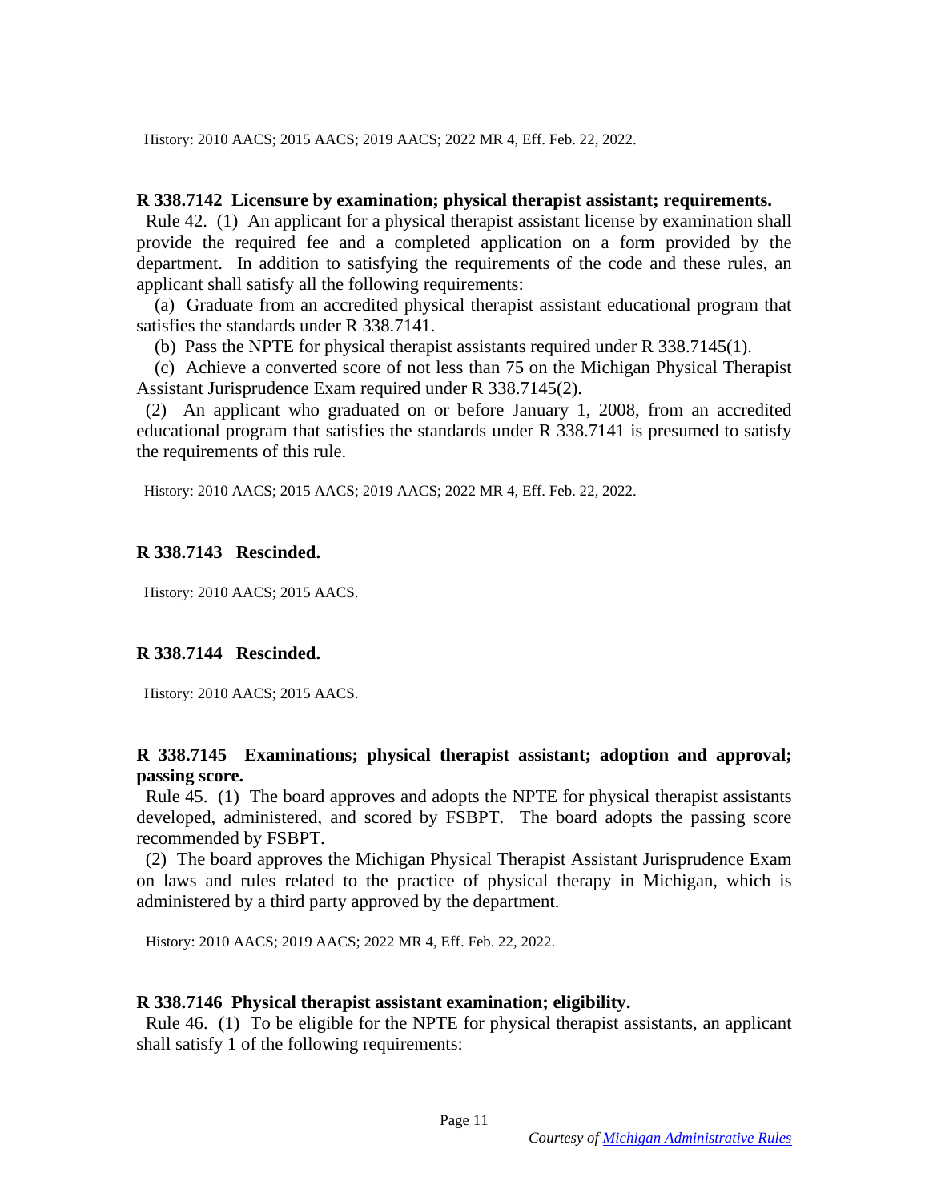History: 2010 AACS; 2015 AACS; 2019 AACS; 2022 MR 4, Eff. Feb. 22, 2022.

**R 338.7142 Licensure by examination; physical therapist assistant; requirements.**

Rule 42. (1) An applicant for a physical therapist assistant license by examination shall provide the required fee and a completed application on a form provided by the department. In addition to satisfying the requirements of the code and these rules, an applicant shall satisfy all the following requirements:

(a) Graduate from an accredited physical therapist assistant educational program that satisfies the standards under R 338.7141.

(b) Pass the NPTE for physical therapist assistants required under R 338.7145(1).

(c) Achieve a converted score of not less than 75 on the Michigan Physical Therapist Assistant Jurisprudence Exam required under R 338.7145(2).

(2) An applicant who graduated on or before January 1, 2008, from an accredited educational program that satisfies the standards under R 338.7141 is presumed to satisfy the requirements of this rule.

History: 2010 AACS; 2015 AACS; 2019 AACS; 2022 MR 4, Eff. Feb. 22, 2022.

**R 338.7143 Rescinded.**

History: 2010 AACS; 2015 AACS.

**R 338.7144 Rescinded.**

History: 2010 AACS; 2015 AACS.

**R 338.7145 Examinations; physical therapist assistant; adoption and approval; passing score.**

Rule 45. (1) The board approves and adopts the NPTE for physical therapist assistants developed, administered, and scored by FSBPT. The board adopts the passing score recommended by FSBPT.

(2) The board approves the Michigan Physical Therapist Assistant Jurisprudence Exam on laws and rules related to the practice of physical therapy in Michigan, which is administered by a third party approved by the department.

History: 2010 AACS; 2019 AACS; 2022 MR 4, Eff. Feb. 22, 2022.

**R 338.7146 Physical therapist assistant examination; eligibility.**

Rule 46. (1) To be eligible for the NPTE for physical therapist assistants, an applicant shall satisfy 1 of the following requirements: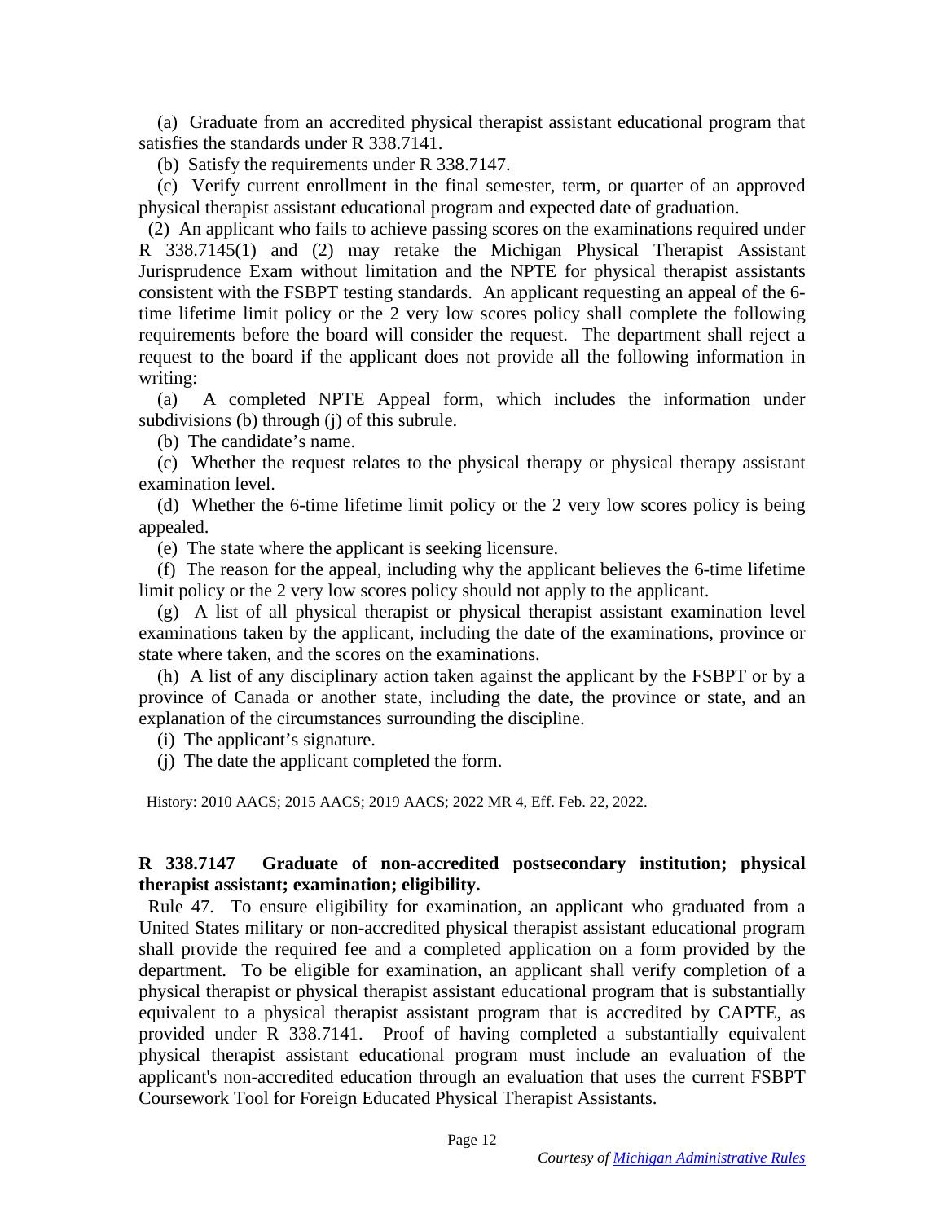(a) Graduate from an accredited physical therapist assistant educational program that satisfies the standards under R 338.7141.

(b) Satisfy the requirements under R 338.7147.

(c) Verify current enrollment in the final semester, term, or quarter of an approved physical therapist assistant educational program and expected date of graduation.

(2) An applicant who fails to achieve passing scores on the examinations required under R 338.7145(1) and (2) may retake the Michigan Physical Therapist Assistant Jurisprudence Exam without limitation and the NPTE for physical therapist assistants consistent with the FSBPT testing standards. An applicant requesting an appeal of the 6-time lifetime limit policy or the 2 very low scores policy shall complete the following requirements before the board will consider the request. The department shall reject a request to the board if the applicant does not provide all the following information in writing:

(a) A completed NPTE Appeal form, which includes the information under subdivisions (b) through (j) of this subrule.

(b) The candidate's name.

(c) Whether the request relates to the physical therapy or physical therapy assistant examination level.

(d) Whether the 6-time lifetime limit policy or the 2 very low scores policy is being appealed.

(e) The state where the applicant is seeking licensure.

(f) The reason for the appeal, including why the applicant believes the 6-time lifetime limit policy or the 2 very low scores policy should not apply to the applicant.

(g) A list of all physical therapist or physical therapist assistant examination level examinations taken by the applicant, including the date of the examinations, province or state where taken, and the scores on the examinations.

(h) A list of any disciplinary action taken against the applicant by the FSBPT or by a province of Canada or another state, including the date, the province or state, and an explanation of the circumstances surrounding the discipline.

(i) The applicant's signature.

(j) The date the applicant completed the form.

History: 2010 AACS; 2015 AACS; 2019 AACS; 2022 MR 4, Eff. Feb. 22, 2022.

**R 338.7147 Graduate of non-accredited postsecondary institution; physical therapist assistant; examination; eligibility.**

Rule 47. To ensure eligibility for examination, an applicant who graduated from a United States military or non-accredited physical therapist assistant educational program shall provide the required fee and a completed application on a form provided by the department. To be eligible for examination, an applicant shall verify completion of a physical therapist or physical therapist assistant educational program that is substantially equivalent to a physical therapist assistant program that is accredited by CAPTE, as provided under R 338.7141. Proof of having completed a substantially equivalent physical therapist assistant educational program must include an evaluation of the applicant's non-accredited education through an evaluation that uses the current FSBPT Coursework Tool for Foreign Educated Physical Therapist Assistants.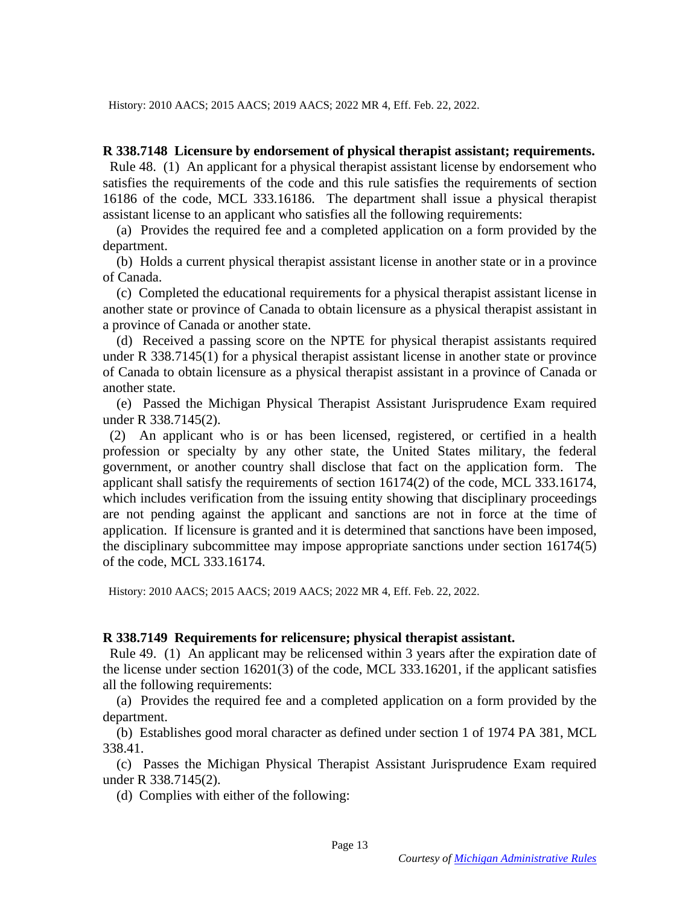History: 2010 AACS; 2015 AACS; 2019 AACS; 2022 MR 4, Eff. Feb. 22, 2022.

**R 338.7148 Licensure by endorsement of physical therapist assistant; requirements.**

Rule 48. (1) An applicant for a physical therapist assistant license by endorsement who satisfies the requirements of the code and this rule satisfies the requirements of section 16186 of the code, MCL 333.16186. The department shall issue a physical therapist assistant license to an applicant who satisfies all the following requirements:

(a) Provides the required fee and a completed application on a form provided by the department.

(b) Holds a current physical therapist assistant license in another state or in a province of Canada.

(c) Completed the educational requirements for a physical therapist assistant license in another state or province of Canada to obtain licensure as a physical therapist assistant in a province of Canada or another state.

(d) Received a passing score on the NPTE for physical therapist assistants required under R 338.7145(1) for a physical therapist assistant license in another state or province of Canada to obtain licensure as a physical therapist assistant in a province of Canada or another state.

(e) Passed the Michigan Physical Therapist Assistant Jurisprudence Exam required under R 338.7145(2).

(2) An applicant who is or has been licensed, registered, or certified in a health profession or specialty by any other state, the United States military, the federal government, or another country shall disclose that fact on the application form. The applicant shall satisfy the requirements of section 16174(2) of the code, MCL 333.16174, which includes verification from the issuing entity showing that disciplinary proceedings are not pending against the applicant and sanctions are not in force at the time of application. If licensure is granted and it is determined that sanctions have been imposed, the disciplinary subcommittee may impose appropriate sanctions under section 16174(5) of the code, MCL 333.16174.

History: 2010 AACS; 2015 AACS; 2019 AACS; 2022 MR 4, Eff. Feb. 22, 2022.

**R 338.7149 Requirements for relicensure; physical therapist assistant.**

Rule 49. (1) An applicant may be relicensed within 3 years after the expiration date of the license under section 16201(3) of the code, MCL 333.16201, if the applicant satisfies all the following requirements:

(a) Provides the required fee and a completed application on a form provided by the department.

(b) Establishes good moral character as defined under section 1 of 1974 PA 381, MCL 338.41.

(c) Passes the Michigan Physical Therapist Assistant Jurisprudence Exam required under R 338.7145(2).

(d) Complies with either of the following: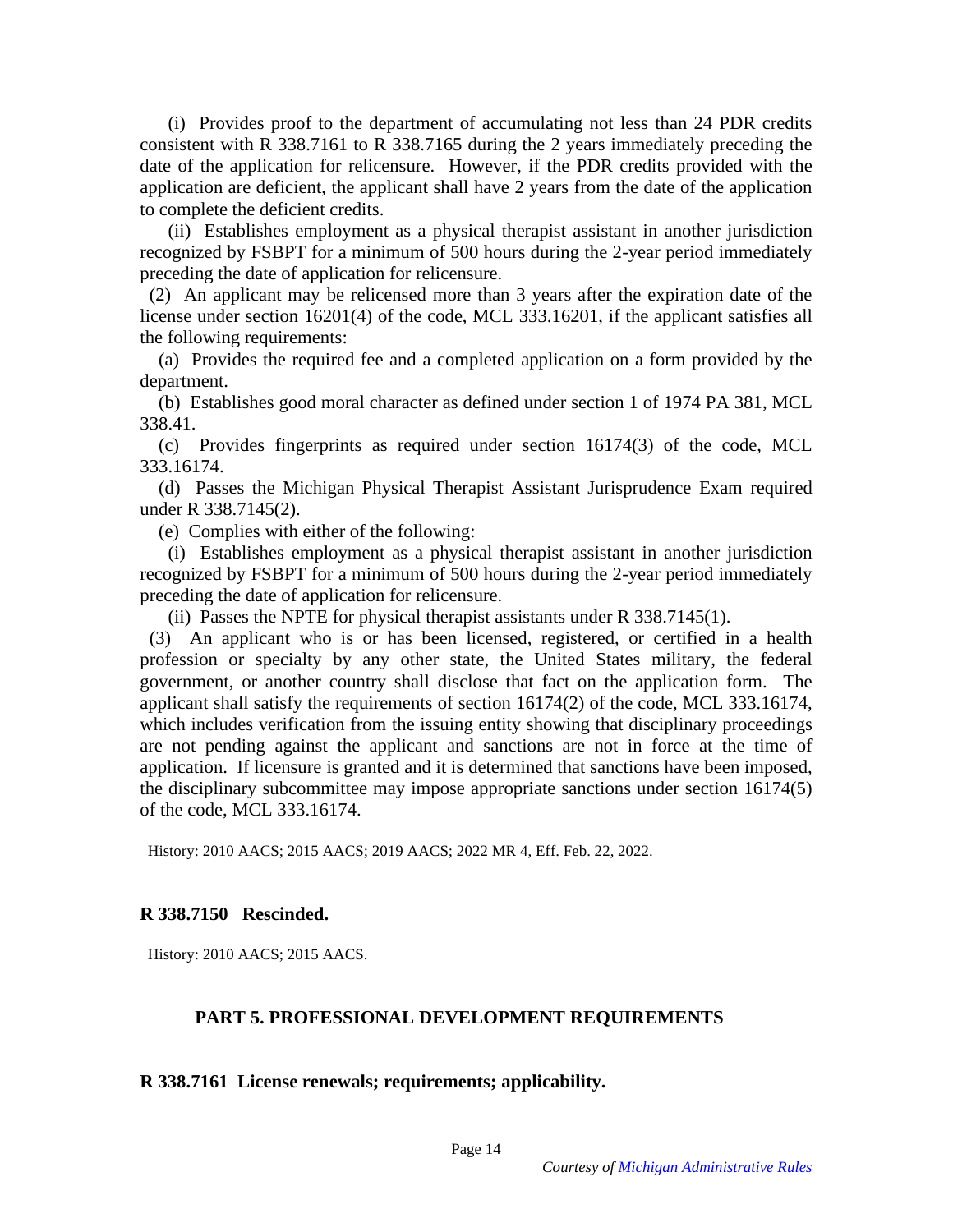(i) Provides proof to the department of accumulating not less than 24 PDR credits consistent with R 338.7161 to R 338.7165 during the 2 years immediately preceding the date of the application for relicensure. However, if the PDR credits provided with the application are deficient, the applicant shall have 2 years from the date of the application to complete the deficient credits.

(ii) Establishes employment as a physical therapist assistant in another jurisdiction recognized by FSBPT for a minimum of 500 hours during the 2-year period immediately preceding the date of application for relicensure.

(2) An applicant may be relicensed more than 3 years after the expiration date of the license under section 16201(4) of the code, MCL 333.16201, if the applicant satisfies all the following requirements:

(a) Provides the required fee and a completed application on a form provided by the department.

(b) Establishes good moral character as defined under section 1 of 1974 PA 381, MCL 338.41.

(c) Provides fingerprints as required under section 16174(3) of the code, MCL 333.16174.

(d) Passes the Michigan Physical Therapist Assistant Jurisprudence Exam required under R 338.7145(2).

(e) Complies with either of the following:

(i) Establishes employment as a physical therapist assistant in another jurisdiction recognized by FSBPT for a minimum of 500 hours during the 2-year period immediately preceding the date of application for relicensure.

(ii) Passes the NPTE for physical therapist assistants under R 338.7145(1).

(3) An applicant who is or has been licensed, registered, or certified in a health profession or specialty by any other state, the United States military, the federal government, or another country shall disclose that fact on the application form. The applicant shall satisfy the requirements of section 16174(2) of the code, MCL 333.16174, which includes verification from the issuing entity showing that disciplinary proceedings are not pending against the applicant and sanctions are not in force at the time of application. If licensure is granted and it is determined that sanctions have been imposed, the disciplinary subcommittee may impose appropriate sanctions under section 16174(5) of the code, MCL 333.16174.

History: 2010 AACS; 2015 AACS; 2019 AACS; 2022 MR 4, Eff. Feb. 22, 2022.

**R 338.7150 Rescinded.**

History: 2010 AACS; 2015 AACS.

## PART 5. PROFESSIONAL DEVELOPMENT REQUIREMENTS

**R 338.7161 License renewals; requirements; applicability.**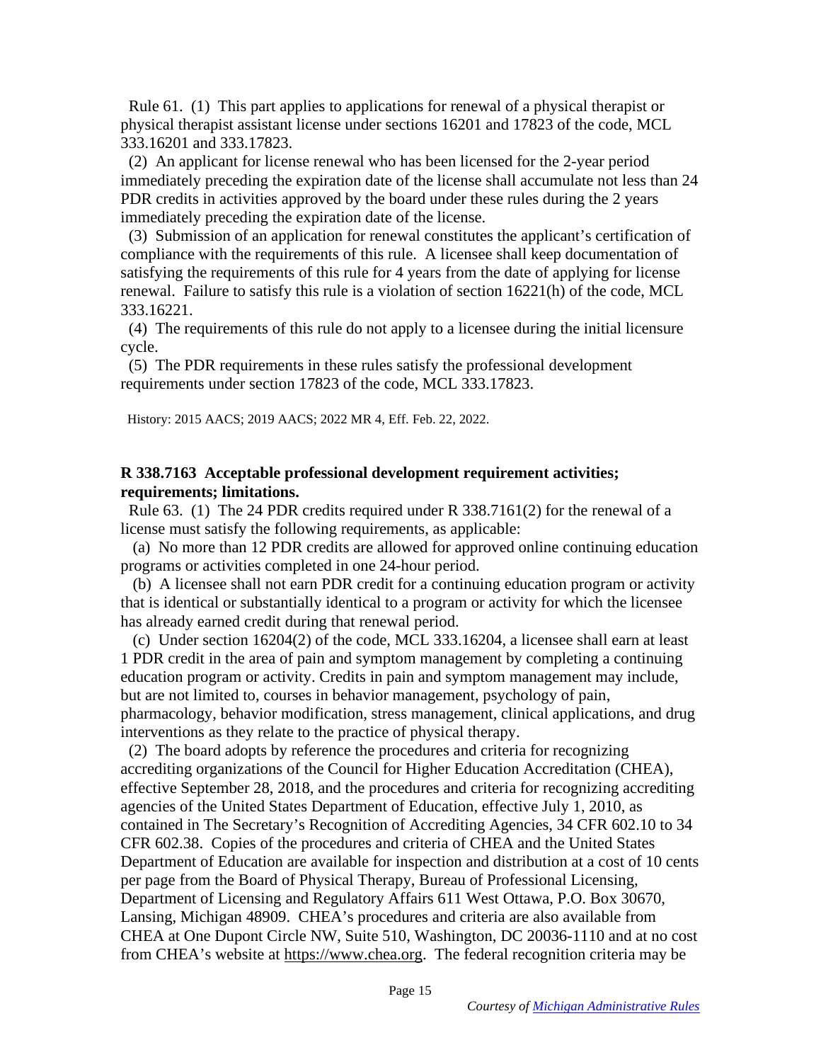Rule 61. (1) This part applies to applications for renewal of a physical therapist or physical therapist assistant license under sections 16201 and 17823 of the code, MCL 333.16201 and 333.17823.

(2) An applicant for license renewal who has been licensed for the 2-year period immediately preceding the expiration date of the license shall accumulate not less than 24 PDR credits in activities approved by the board under these rules during the 2 years immediately preceding the expiration date of the license.

(3) Submission of an application for renewal constitutes the applicant's certification of compliance with the requirements of this rule. A licensee shall keep documentation of satisfying the requirements of this rule for 4 years from the date of applying for license renewal. Failure to satisfy this rule is a violation of section 16221(h) of the code, MCL 333.16221.

(4) The requirements of this rule do not apply to a licensee during the initial licensure cycle.

(5) The PDR requirements in these rules satisfy the professional development requirements under section 17823 of the code, MCL 333.17823.

History: 2015 AACS; 2019 AACS; 2022 MR 4, Eff. Feb. 22, 2022.

**R 338.7163 Acceptable professional development requirement activities; requirements; limitations.**

Rule 63. (1) The 24 PDR credits required under R 338.7161(2) for the renewal of a license must satisfy the following requirements, as applicable:

(a) No more than 12 PDR credits are allowed for approved online continuing education programs or activities completed in one 24-hour period.

(b) A licensee shall not earn PDR credit for a continuing education program or activity that is identical or substantially identical to a program or activity for which the licensee has already earned credit during that renewal period.

(c) Under section 16204(2) of the code, MCL 333.16204, a licensee shall earn at least 1 PDR credit in the area of pain and symptom management by completing a continuing education program or activity. Credits in pain and symptom management may include, but are not limited to, courses in behavior management, psychology of pain, pharmacology, behavior modification, stress management, clinical applications, and drug interventions as they relate to the practice of physical therapy.

(2) The board adopts by reference the procedures and criteria for recognizing accrediting organizations of the Council for Higher Education Accreditation (CHEA), effective September 28, 2018, and the procedures and criteria for recognizing accrediting agencies of the United States Department of Education, effective July 1, 2010, as contained in The Secretary's Recognition of Accrediting Agencies, 34 CFR 602.10 to 34 CFR 602.38. Copies of the procedures and criteria of CHEA and the United States Department of Education are available for inspection and distribution at a cost of 10 cents per page from the Board of Physical Therapy, Bureau of Professional Licensing, Department of Licensing and Regulatory Affairs 611 West Ottawa, P.O. Box 30670, Lansing, Michigan 48909. CHEA's procedures and criteria are also available from CHEA at One Dupont Circle NW, Suite 510, Washington, DC 20036-1110 and at no cost from CHEA's website at https://www.chea.org. The federal recognition criteria may be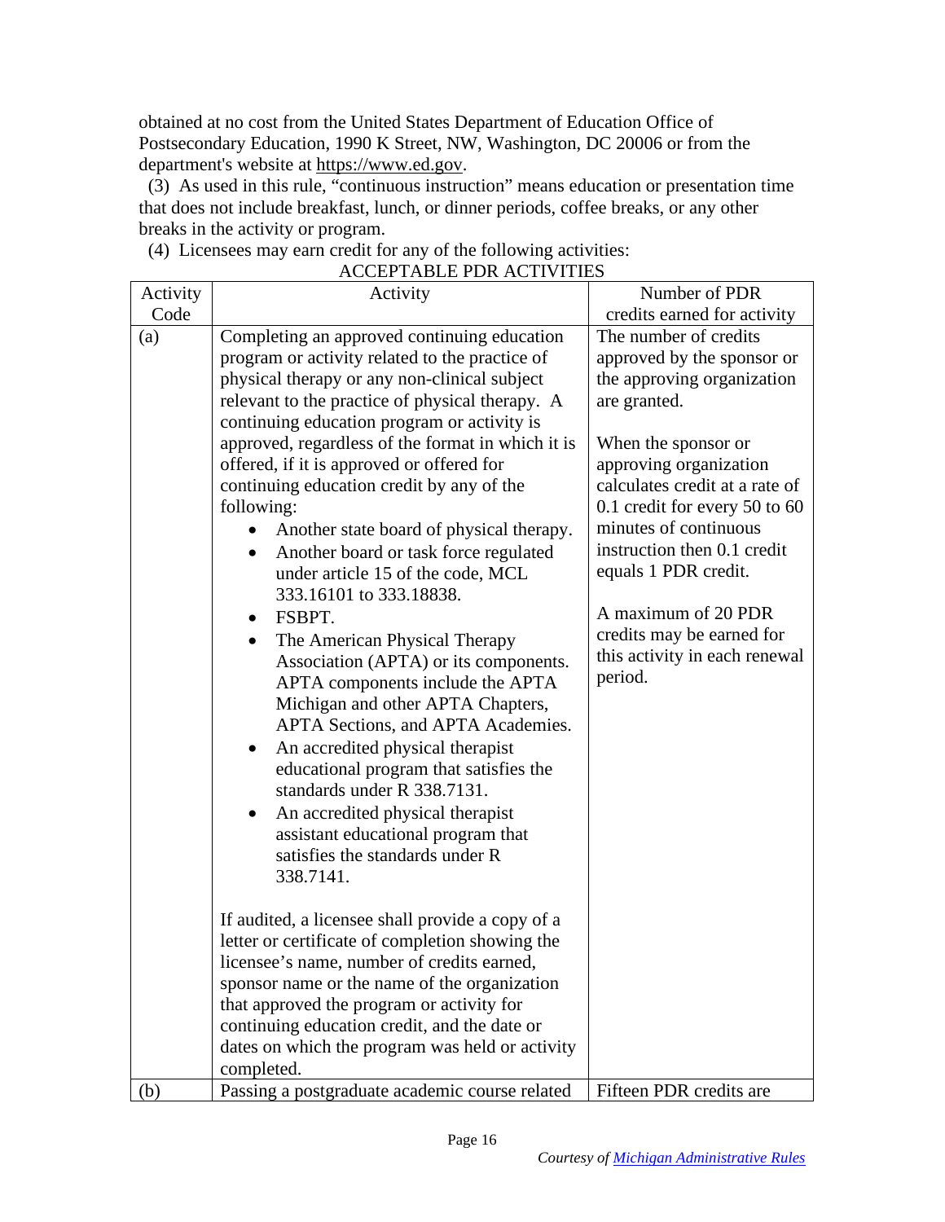obtained at no cost from the United States Department of Education Office of Postsecondary Education, 1990 K Street, NW, Washington, DC 20006 or from the department's website at https://www.ed.gov.

(3) As used in this rule, "continuous instruction" means education or presentation time that does not include breakfast, lunch, or dinner periods, coffee breaks, or any other breaks in the activity or program.

(4) Licensees may earn credit for any of the following activities:

ACCEPTABLE PDR ACTIVITIES

| Activity Code | Activity | Number of PDR credits earned for activity |
|---|---|---|
| (a) | Completing an approved continuing education program or activity related to the practice of physical therapy or any non-clinical subject relevant to the practice of physical therapy. A continuing education program or activity is approved, regardless of the format in which it is offered, if it is approved or offered for continuing education credit by any of the following:<br>• Another state board of physical therapy.<br>• Another board or task force regulated under article 15 of the code, MCL 333.16101 to 333.18838.<br>• FSBPT.<br>• The American Physical Therapy Association (APTA) or its components. APTA components include the APTA Michigan and other APTA Chapters, APTA Sections, and APTA Academies.<br>• An accredited physical therapist educational program that satisfies the standards under R 338.7131.<br>• An accredited physical therapist assistant educational program that satisfies the standards under R 338.7141.<br><br>If audited, a licensee shall provide a copy of a letter or certificate of completion showing the licensee's name, number of credits earned, sponsor name or the name of the organization that approved the program or activity for continuing education credit, and the date or dates on which the program was held or activity completed. | The number of credits approved by the sponsor or the approving organization are granted.<br><br>When the sponsor or approving organization calculates credit at a rate of 0.1 credit for every 50 to 60 minutes of continuous instruction then 0.1 credit equals 1 PDR credit.<br><br>A maximum of 20 PDR credits may be earned for this activity in each renewal period. |
| (b) | Passing a postgraduate academic course related | Fifteen PDR credits are |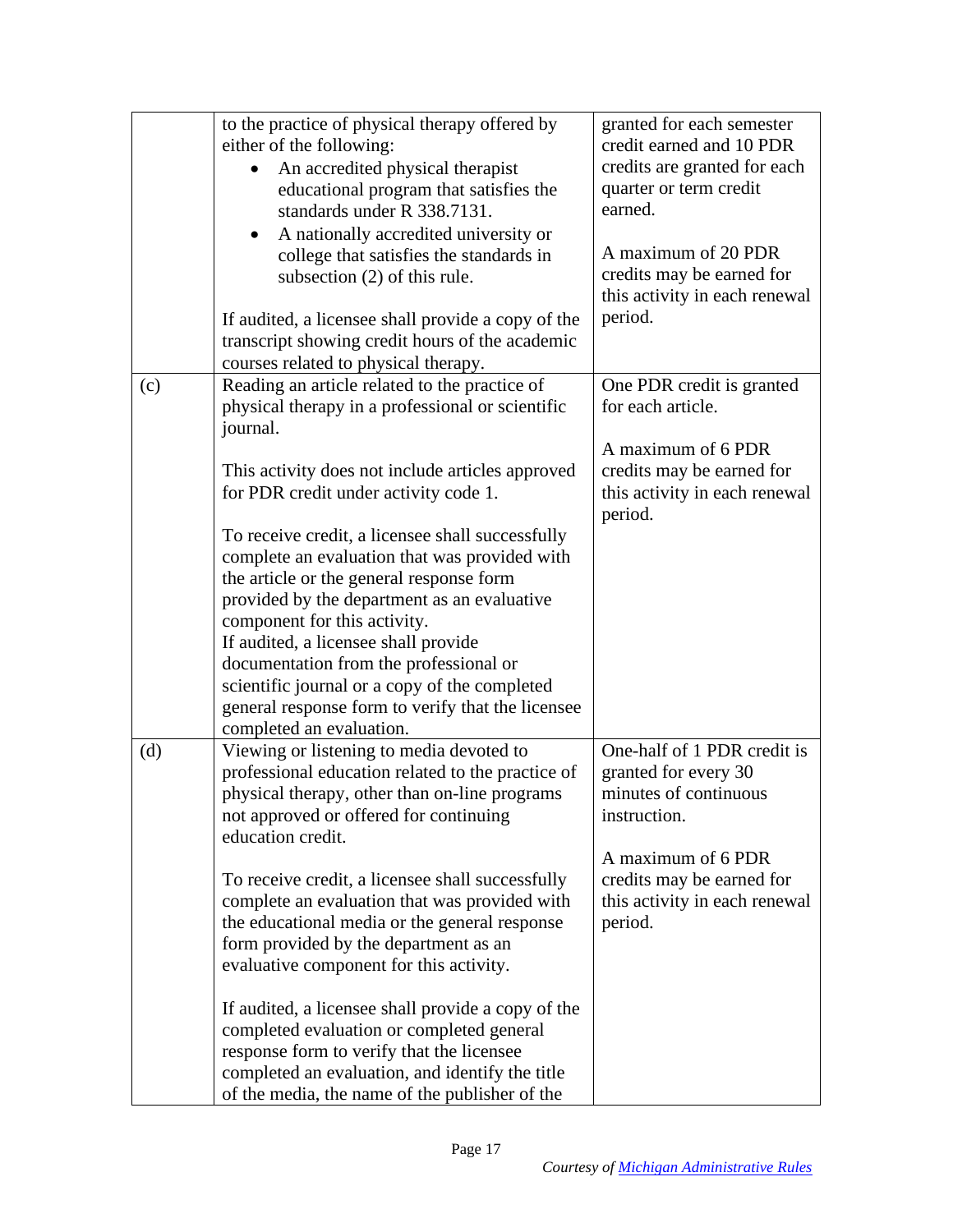| | | |
|---|---|---|
| | to the practice of physical therapy offered by either of the following:<br>• An accredited physical therapist educational program that satisfies the standards under R 338.7131.<br>• A nationally accredited university or college that satisfies the standards in subsection (2) of this rule.<br><br>If audited, a licensee shall provide a copy of the transcript showing credit hours of the academic courses related to physical therapy. | granted for each semester credit earned and 10 PDR credits are granted for each quarter or term credit earned.<br><br>A maximum of 20 PDR credits may be earned for this activity in each renewal period. |
| (c) | Reading an article related to the practice of physical therapy in a professional or scientific journal.<br><br>This activity does not include articles approved for PDR credit under activity code 1.<br><br>To receive credit, a licensee shall successfully complete an evaluation that was provided with the article or the general response form provided by the department as an evaluative component for this activity.<br>If audited, a licensee shall provide documentation from the professional or scientific journal or a copy of the completed general response form to verify that the licensee completed an evaluation. | One PDR credit is granted for each article.<br><br>A maximum of 6 PDR credits may be earned for this activity in each renewal period. |
| (d) | Viewing or listening to media devoted to professional education related to the practice of physical therapy, other than on-line programs not approved or offered for continuing education credit.<br><br>To receive credit, a licensee shall successfully complete an evaluation that was provided with the educational media or the general response form provided by the department as an evaluative component for this activity.<br><br>If audited, a licensee shall provide a copy of the completed evaluation or completed general response form to verify that the licensee completed an evaluation, and identify the title of the media, the name of the publisher of the | One-half of 1 PDR credit is granted for every 30 minutes of continuous instruction.<br><br>A maximum of 6 PDR credits may be earned for this activity in each renewal period. |

*Courtesy of Michigan Administrative Rules*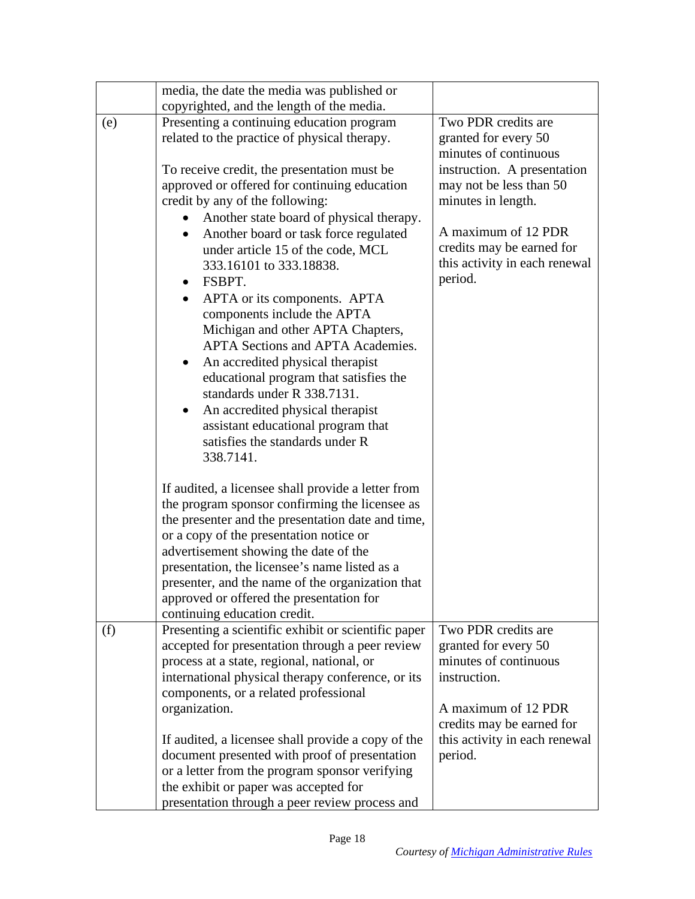| | | |
|---|---|---|
| | media, the date the media was published or copyrighted, and the length of the media. | |
| (e) | Presenting a continuing education program related to the practice of physical therapy.<br><br>To receive credit, the presentation must be approved or offered for continuing education credit by any of the following:<br>• Another state board of physical therapy.<br>• Another board or task force regulated under article 15 of the code, MCL 333.16101 to 333.18838.<br>• FSBPT.<br>• APTA or its components. APTA components include the APTA Michigan and other APTA Chapters, APTA Sections and APTA Academies.<br>• An accredited physical therapist educational program that satisfies the standards under R 338.7131.<br>• An accredited physical therapist assistant educational program that satisfies the standards under R 338.7141.<br><br>If audited, a licensee shall provide a letter from the program sponsor confirming the licensee as the presenter and the presentation date and time, or a copy of the presentation notice or advertisement showing the date of the presentation, the licensee's name listed as a presenter, and the name of the organization that approved or offered the presentation for continuing education credit. | Two PDR credits are granted for every 50 minutes of continuous instruction. A presentation may not be less than 50 minutes in length.<br><br>A maximum of 12 PDR credits may be earned for this activity in each renewal period. |
| (f) | Presenting a scientific exhibit or scientific paper accepted for presentation through a peer review process at a state, regional, national, or international physical therapy conference, or its components, or a related professional organization.<br><br>If audited, a licensee shall provide a copy of the document presented with proof of presentation or a letter from the program sponsor verifying the exhibit or paper was accepted for presentation through a peer review process and | Two PDR credits are granted for every 50 minutes of continuous instruction.<br><br>A maximum of 12 PDR credits may be earned for this activity in each renewal period. |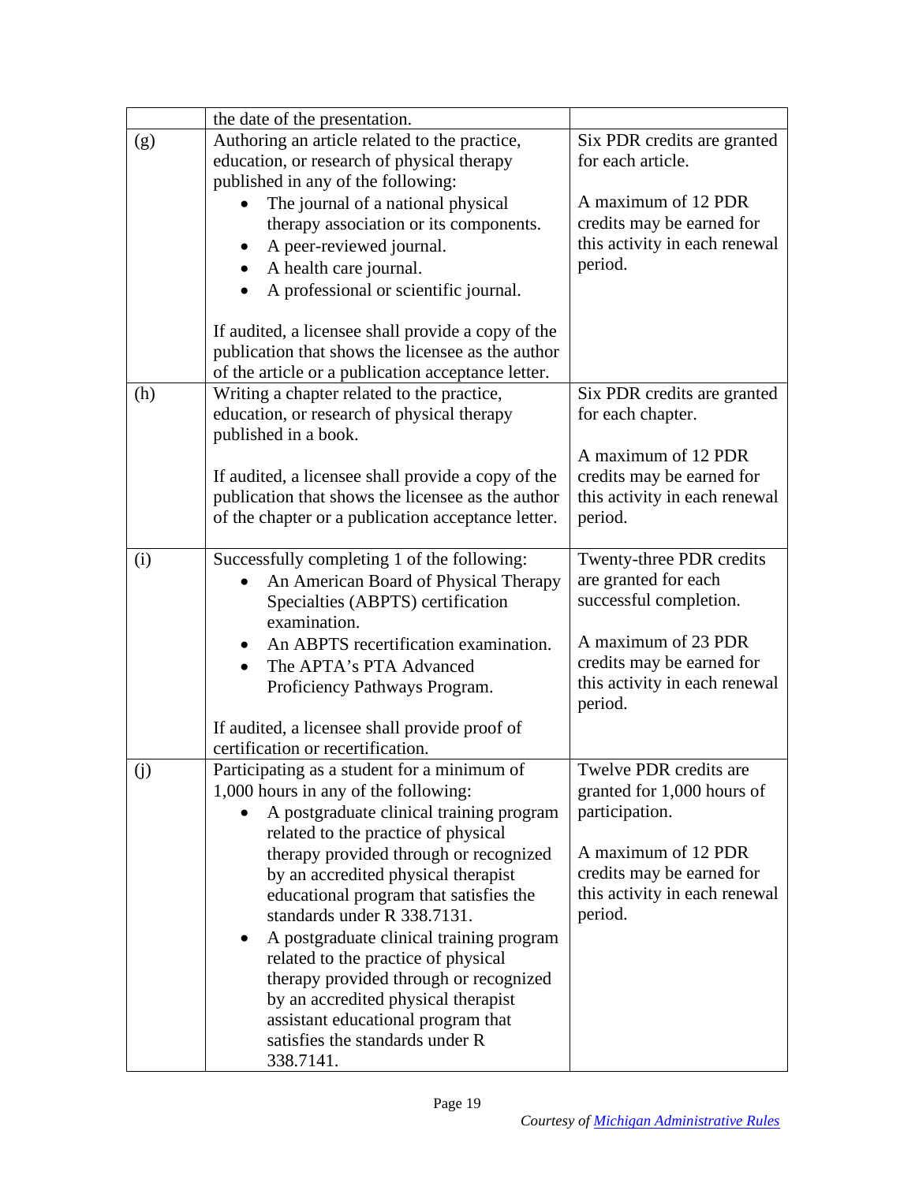| | | |
|---|---|---|
| | the date of the presentation. | |
| (g) | Authoring an article related to the practice, education, or research of physical therapy published in any of the following:<br>• The journal of a national physical therapy association or its components.<br>• A peer-reviewed journal.<br>• A health care journal.<br>• A professional or scientific journal.<br><br>If audited, a licensee shall provide a copy of the publication that shows the licensee as the author of the article or a publication acceptance letter. | Six PDR credits are granted for each article.<br><br>A maximum of 12 PDR credits may be earned for this activity in each renewal period. |
| (h) | Writing a chapter related to the practice, education, or research of physical therapy published in a book.<br><br>If audited, a licensee shall provide a copy of the publication that shows the licensee as the author of the chapter or a publication acceptance letter. | Six PDR credits are granted for each chapter.<br><br>A maximum of 12 PDR credits may be earned for this activity in each renewal period. |
| (i) | Successfully completing 1 of the following:<br>• An American Board of Physical Therapy Specialties (ABPTS) certification examination.<br>• An ABPTS recertification examination.<br>• The APTA's PTA Advanced Proficiency Pathways Program.<br><br>If audited, a licensee shall provide proof of certification or recertification. | Twenty-three PDR credits are granted for each successful completion.<br><br>A maximum of 23 PDR credits may be earned for this activity in each renewal period. |
| (j) | Participating as a student for a minimum of 1,000 hours in any of the following:<br>• A postgraduate clinical training program related to the practice of physical therapy provided through or recognized by an accredited physical therapist educational program that satisfies the standards under R 338.7131.<br>• A postgraduate clinical training program related to the practice of physical therapy provided through or recognized by an accredited physical therapist assistant educational program that satisfies the standards under R 338.7141. | Twelve PDR credits are granted for 1,000 hours of participation.<br><br>A maximum of 12 PDR credits may be earned for this activity in each renewal period. |

*Courtesy of [Michigan Administrative Rules]()*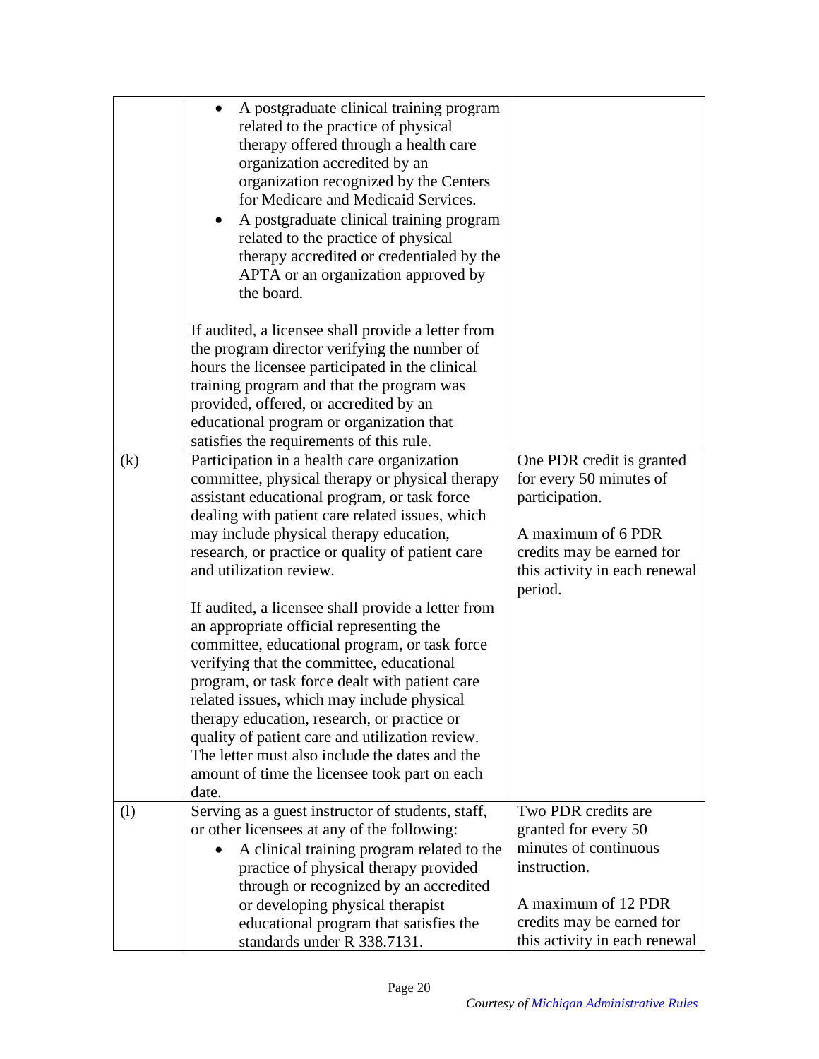| | | |
|---|---|---|
| | • A postgraduate clinical training program related to the practice of physical therapy offered through a health care organization accredited by an organization recognized by the Centers for Medicare and Medicaid Services.<br>• A postgraduate clinical training program related to the practice of physical therapy accredited or credentialed by the APTA or an organization approved by the board.<br><br>If audited, a licensee shall provide a letter from the program director verifying the number of hours the licensee participated in the clinical training program and that the program was provided, offered, or accredited by an educational program or organization that satisfies the requirements of this rule. | |
| (k) | Participation in a health care organization committee, physical therapy or physical therapy assistant educational program, or task force dealing with patient care related issues, which may include physical therapy education, research, or practice or quality of patient care and utilization review.<br><br>If audited, a licensee shall provide a letter from an appropriate official representing the committee, educational program, or task force verifying that the committee, educational program, or task force dealt with patient care related issues, which may include physical therapy education, research, or practice or quality of patient care and utilization review. The letter must also include the dates and the amount of time the licensee took part on each date. | One PDR credit is granted for every 50 minutes of participation.<br><br>A maximum of 6 PDR credits may be earned for this activity in each renewal period. |
| (l) | Serving as a guest instructor of students, staff, or other licensees at any of the following:<br>• A clinical training program related to the practice of physical therapy provided through or recognized by an accredited or developing physical therapist educational program that satisfies the standards under R 338.7131. | Two PDR credits are granted for every 50 minutes of continuous instruction.<br><br>A maximum of 12 PDR credits may be earned for this activity in each renewal |

*Courtesy of Michigan Administrative Rules*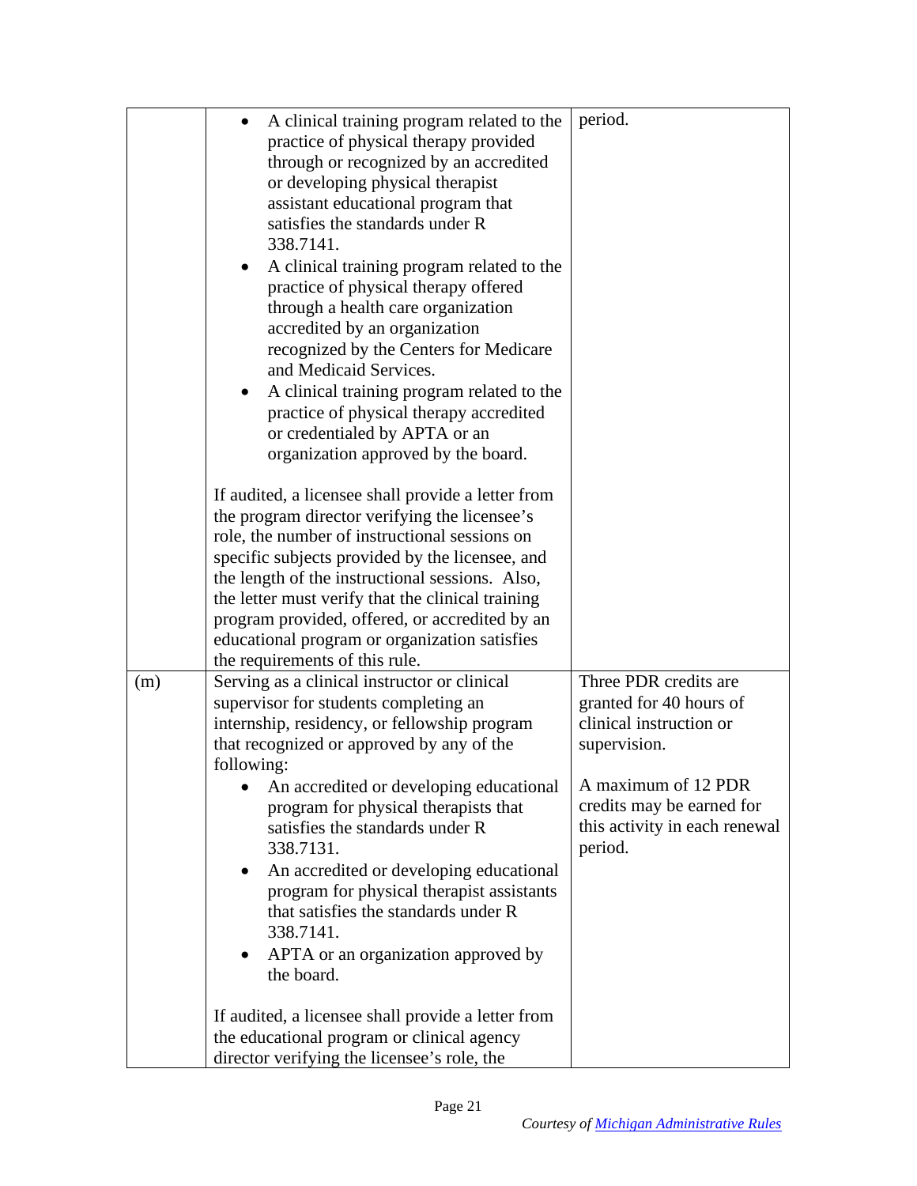| | | |
|---|---|---|
| | • A clinical training program related to the practice of physical therapy provided through or recognized by an accredited or developing physical therapist assistant educational program that satisfies the standards under R 338.7141.<br>• A clinical training program related to the practice of physical therapy offered through a health care organization accredited by an organization recognized by the Centers for Medicare and Medicaid Services.<br>• A clinical training program related to the practice of physical therapy accredited or credentialed by APTA or an organization approved by the board.<br><br>If audited, a licensee shall provide a letter from the program director verifying the licensee's role, the number of instructional sessions on specific subjects provided by the licensee, and the length of the instructional sessions. Also, the letter must verify that the clinical training program provided, offered, or accredited by an educational program or organization satisfies the requirements of this rule. | period. |
| (m) | Serving as a clinical instructor or clinical supervisor for students completing an internship, residency, or fellowship program that recognized or approved by any of the following:<br>• An accredited or developing educational program for physical therapists that satisfies the standards under R 338.7131.<br>• An accredited or developing educational program for physical therapist assistants that satisfies the standards under R 338.7141.<br>• APTA or an organization approved by the board.<br><br>If audited, a licensee shall provide a letter from the educational program or clinical agency director verifying the licensee's role, the | Three PDR credits are granted for 40 hours of clinical instruction or supervision.<br><br>A maximum of 12 PDR credits may be earned for this activity in each renewal period. |

*Courtesy of Michigan Administrative Rules*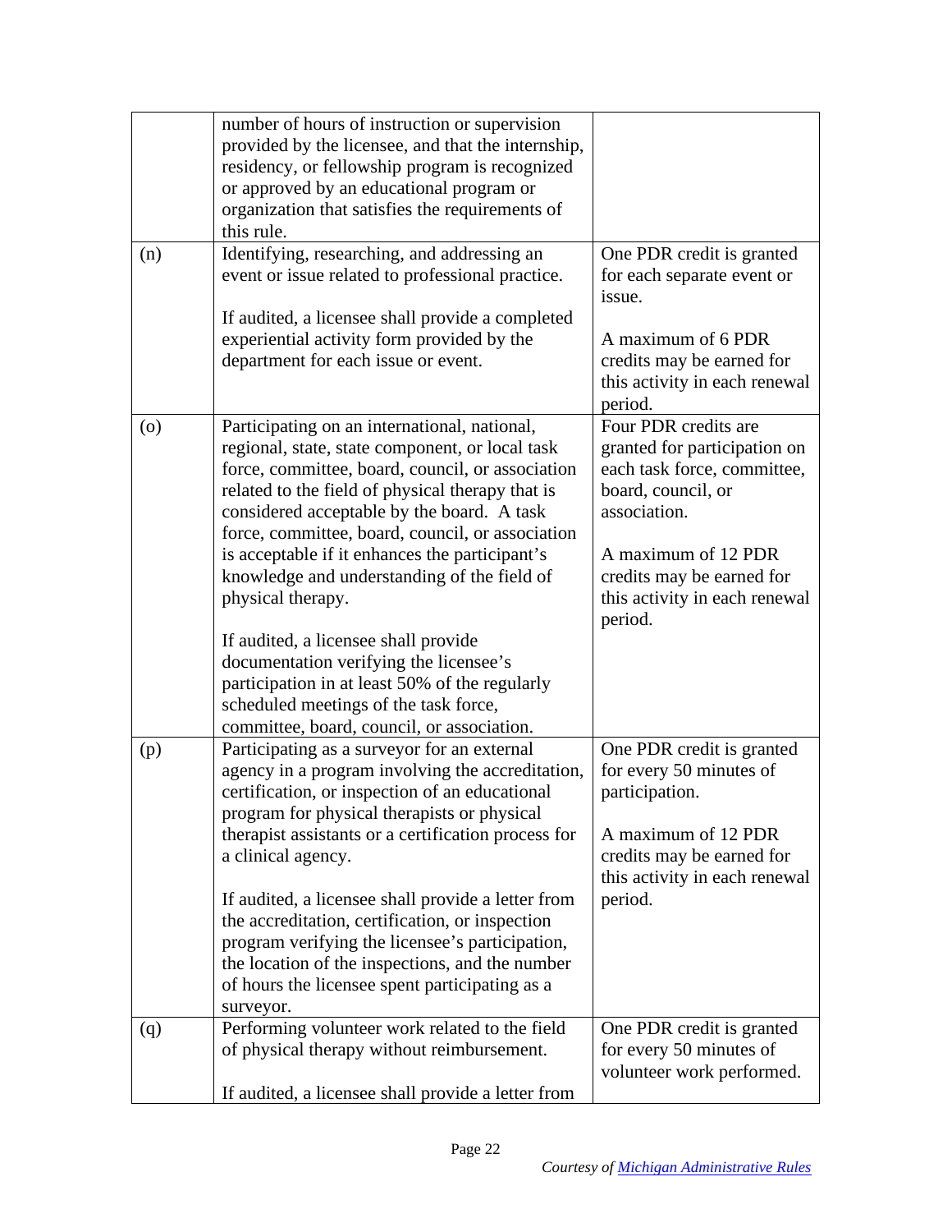| | | |
|---|---|---|
| | number of hours of instruction or supervision provided by the licensee, and that the internship, residency, or fellowship program is recognized or approved by an educational program or organization that satisfies the requirements of this rule. | |
| (n) | Identifying, researching, and addressing an event or issue related to professional practice.<br><br>If audited, a licensee shall provide a completed experiential activity form provided by the department for each issue or event. | One PDR credit is granted for each separate event or issue.<br><br>A maximum of 6 PDR credits may be earned for this activity in each renewal period. |
| (o) | Participating on an international, national, regional, state, state component, or local task force, committee, board, council, or association related to the field of physical therapy that is considered acceptable by the board. A task force, committee, board, council, or association is acceptable if it enhances the participant's knowledge and understanding of the field of physical therapy.<br><br>If audited, a licensee shall provide documentation verifying the licensee's participation in at least 50% of the regularly scheduled meetings of the task force, committee, board, council, or association. | Four PDR credits are granted for participation on each task force, committee, board, council, or association.<br><br>A maximum of 12 PDR credits may be earned for this activity in each renewal period. |
| (p) | Participating as a surveyor for an external agency in a program involving the accreditation, certification, or inspection of an educational program for physical therapists or physical therapist assistants or a certification process for a clinical agency.<br><br>If audited, a licensee shall provide a letter from the accreditation, certification, or inspection program verifying the licensee's participation, the location of the inspections, and the number of hours the licensee spent participating as a surveyor. | One PDR credit is granted for every 50 minutes of participation.<br><br>A maximum of 12 PDR credits may be earned for this activity in each renewal period. |
| (q) | Performing volunteer work related to the field of physical therapy without reimbursement.<br><br>If audited, a licensee shall provide a letter from | One PDR credit is granted for every 50 minutes of volunteer work performed. |

*Courtesy of Michigan Administrative Rules*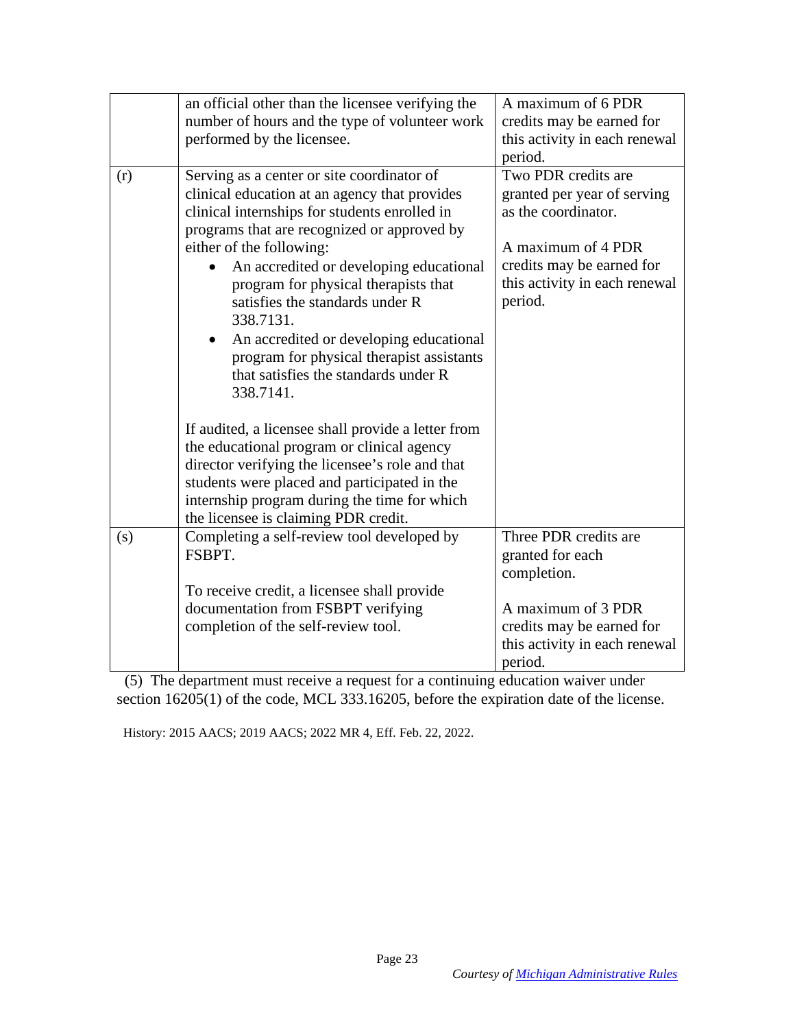| | | |
|---|---|---|
| | an official other than the licensee verifying the number of hours and the type of volunteer work performed by the licensee. | A maximum of 6 PDR credits may be earned for this activity in each renewal period. |
| (r) | Serving as a center or site coordinator of clinical education at an agency that provides clinical internships for students enrolled in programs that are recognized or approved by either of the following:<br>• An accredited or developing educational program for physical therapists that satisfies the standards under R 338.7131.<br>• An accredited or developing educational program for physical therapist assistants that satisfies the standards under R 338.7141.<br><br>If audited, a licensee shall provide a letter from the educational program or clinical agency director verifying the licensee's role and that students were placed and participated in the internship program during the time for which the licensee is claiming PDR credit. | Two PDR credits are granted per year of serving as the coordinator.<br><br>A maximum of 4 PDR credits may be earned for this activity in each renewal period. |
| (s) | Completing a self-review tool developed by FSBPT.<br><br>To receive credit, a licensee shall provide documentation from FSBPT verifying completion of the self-review tool. | Three PDR credits are granted for each completion.<br><br>A maximum of 3 PDR credits may be earned for this activity in each renewal period. |

(5) The department must receive a request for a continuing education waiver under section 16205(1) of the code, MCL 333.16205, before the expiration date of the license.

History: 2015 AACS; 2019 AACS; 2022 MR 4, Eff. Feb. 22, 2022.

*Courtesy of Michigan Administrative Rules*